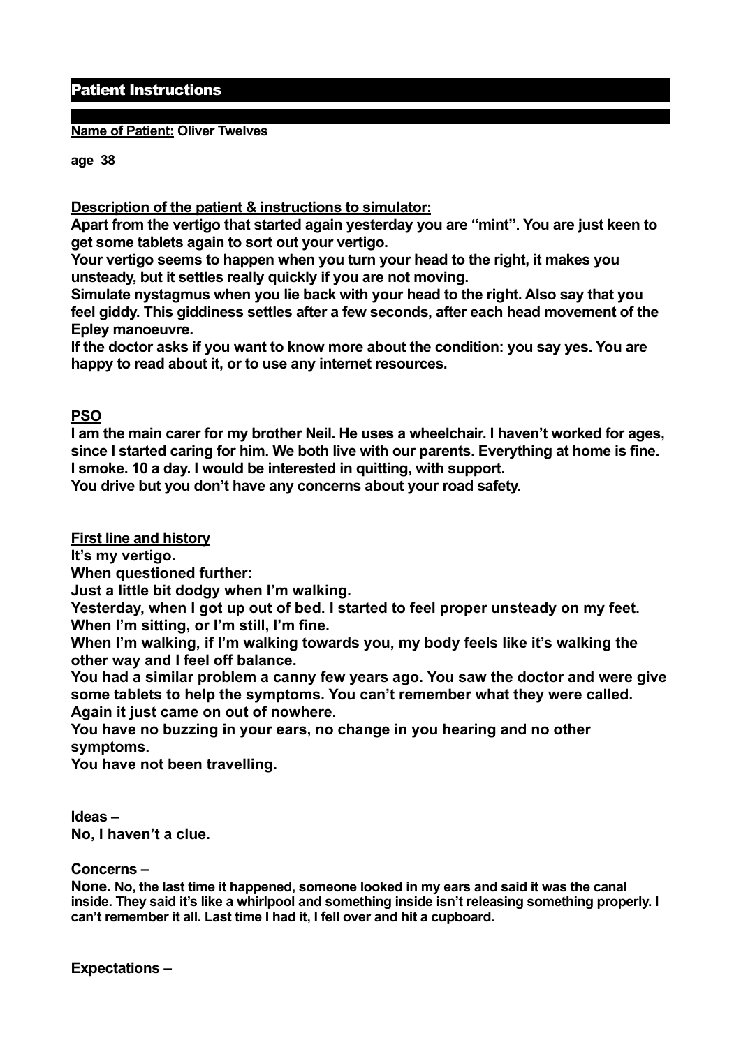# Patient Instructions

**Name of Patient:** **Oliver Twelves**

**age 38**

**Description of the patient & instructions to simulator:**

**Apart from the vertigo that started again yesterday you are "mint". You are just keen to get some tablets again to sort out your vertigo.**

**Your vertigo seems to happen when you turn your head to the right, it makes you unsteady, but it settles really quickly if you are not moving.**

**Simulate nystagmus when you lie back with your head to the right. Also say that you feel giddy. This giddiness settles after a few seconds, after each head movement of the Epley manoeuvre.**

**If the doctor asks if you want to know more about the condition: you say yes. You are happy to read about it, or to use any internet resources.**

**PSO**

**I am the main carer for my brother Neil. He uses a wheelchair. I haven't worked for ages, since I started caring for him. We both live with our parents. Everything at home is fine.**

**I smoke. 10 a day. I would be interested in quitting, with support.**

**You drive but you don't have any concerns about your road safety.**

**First line and history**

**It's my vertigo.**

**When questioned further:**

**Just a little bit dodgy when I'm walking.**

**Yesterday, when I got up out of bed. I started to feel proper unsteady on my feet.**

**When I'm sitting, or I'm still, I'm fine.**

**When I'm walking, if I'm walking towards you, my body feels like it's walking the other way and I feel off balance.**

**You had a similar problem a canny few years ago. You saw the doctor and were give some tablets to help the symptoms. You can't remember what they were called.**

**Again it just came on out of nowhere.**

**You have no buzzing in your ears, no change in you hearing and no other symptoms.**

**You have not been travelling.**

**Ideas –**

**No, I haven't a clue.**

**Concerns –**

**None. No, the last time it happened, someone looked in my ears and said it was the canal inside. They said it's like a whirlpool and something inside isn't releasing something properly. I can't remember it all. Last time I had it, I fell over and hit a cupboard.**

**Expectations –**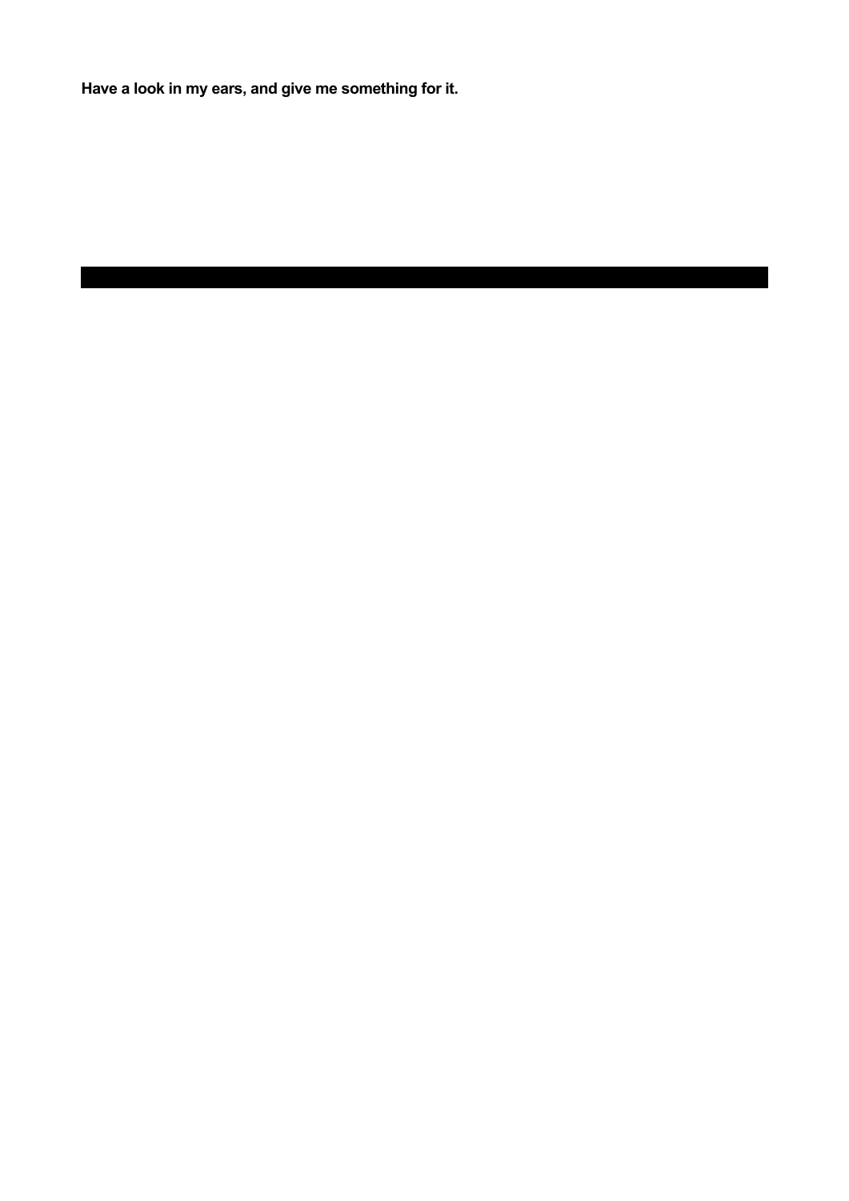**Have a look in my ears, and give me something for it.**